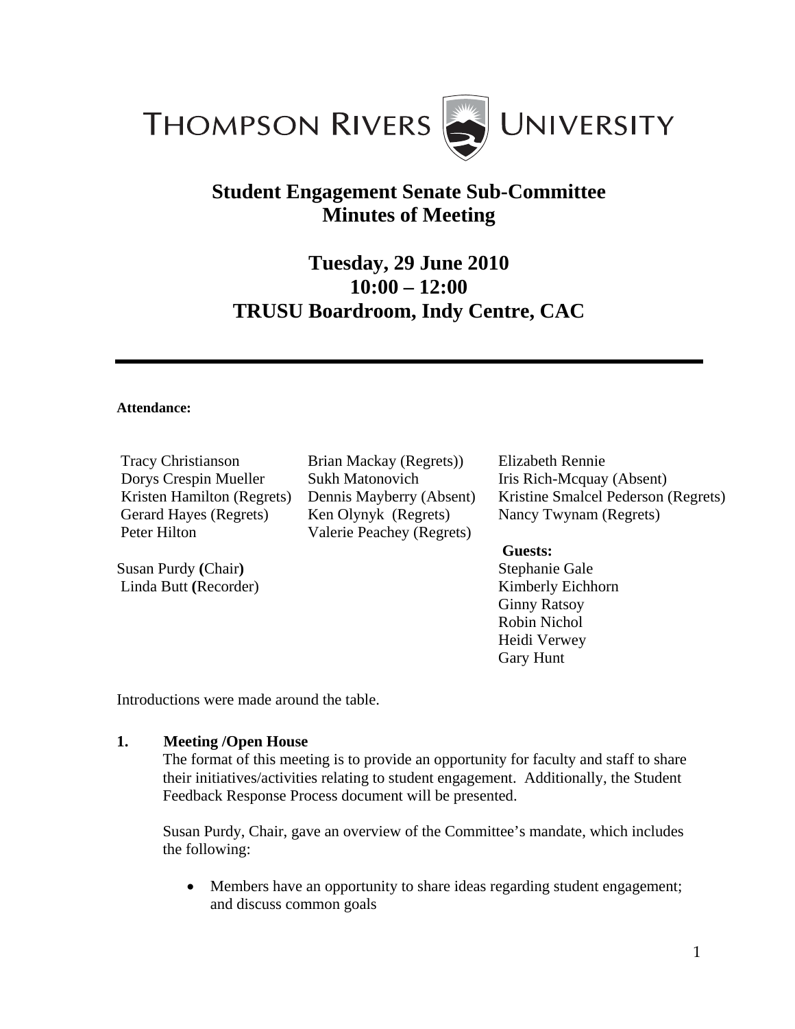THOMPSON RIVERS UNIVERSITY

# Student Engagement Senate Sub-Committee
# Minutes of Meeting

## Tuesday, 29 June 2010
## 10:00 – 12:00
## TRUSU Boardroom, Indy Centre, CAC

---

**Attendance:**

Tracy Christianson
Dorys Crespin Mueller
Kristen Hamilton (Regrets)
Gerard Hayes (Regrets)
Peter Hilton

Brian Mackay (Regrets))
Sukh Matonovich
Dennis Mayberry (Absent)
Ken Olynyk (Regrets)
Valerie Peachey (Regrets)

Elizabeth Rennie
Iris Rich-Mcquay (Absent)
Kristine Smalcel Pederson (Regrets)
Nancy Twynam (Regrets)

Susan Purdy **(**Chair**)**
Linda Butt **(**Recorder)

**Guests:**
Stephanie Gale
Kimberly Eichhorn
Ginny Ratsoy
Robin Nichol
Heidi Verwey
Gary Hunt

Introductions were made around the table.

**1. Meeting /Open House**

The format of this meeting is to provide an opportunity for faculty and staff to share their initiatives/activities relating to student engagement. Additionally, the Student Feedback Response Process document will be presented.

Susan Purdy, Chair, gave an overview of the Committee's mandate, which includes the following:

- Members have an opportunity to share ideas regarding student engagement; and discuss common goals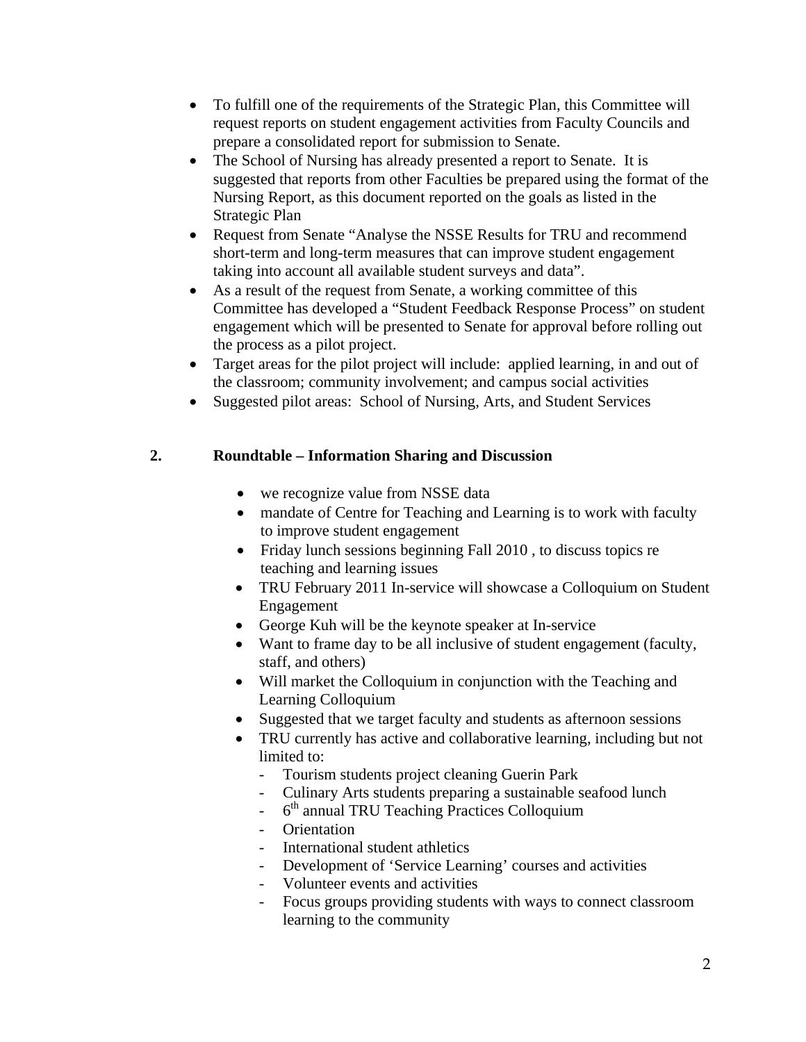- To fulfill one of the requirements of the Strategic Plan, this Committee will request reports on student engagement activities from Faculty Councils and prepare a consolidated report for submission to Senate.
- The School of Nursing has already presented a report to Senate. It is suggested that reports from other Faculties be prepared using the format of the Nursing Report, as this document reported on the goals as listed in the Strategic Plan
- Request from Senate "Analyse the NSSE Results for TRU and recommend short-term and long-term measures that can improve student engagement taking into account all available student surveys and data".
- As a result of the request from Senate, a working committee of this Committee has developed a "Student Feedback Response Process" on student engagement which will be presented to Senate for approval before rolling out the process as a pilot project.
- Target areas for the pilot project will include: applied learning, in and out of the classroom; community involvement; and campus social activities
- Suggested pilot areas: School of Nursing, Arts, and Student Services

## 2. Roundtable – Information Sharing and Discussion

- we recognize value from NSSE data
- mandate of Centre for Teaching and Learning is to work with faculty to improve student engagement
- Friday lunch sessions beginning Fall 2010 , to discuss topics re teaching and learning issues
- TRU February 2011 In-service will showcase a Colloquium on Student Engagement
- George Kuh will be the keynote speaker at In-service
- Want to frame day to be all inclusive of student engagement (faculty, staff, and others)
- Will market the Colloquium in conjunction with the Teaching and Learning Colloquium
- Suggested that we target faculty and students as afternoon sessions
- TRU currently has active and collaborative learning, including but not limited to:
  - Tourism students project cleaning Guerin Park
  - Culinary Arts students preparing a sustainable seafood lunch
  - 6th annual TRU Teaching Practices Colloquium
  - Orientation
  - International student athletics
  - Development of 'Service Learning' courses and activities
  - Volunteer events and activities
  - Focus groups providing students with ways to connect classroom learning to the community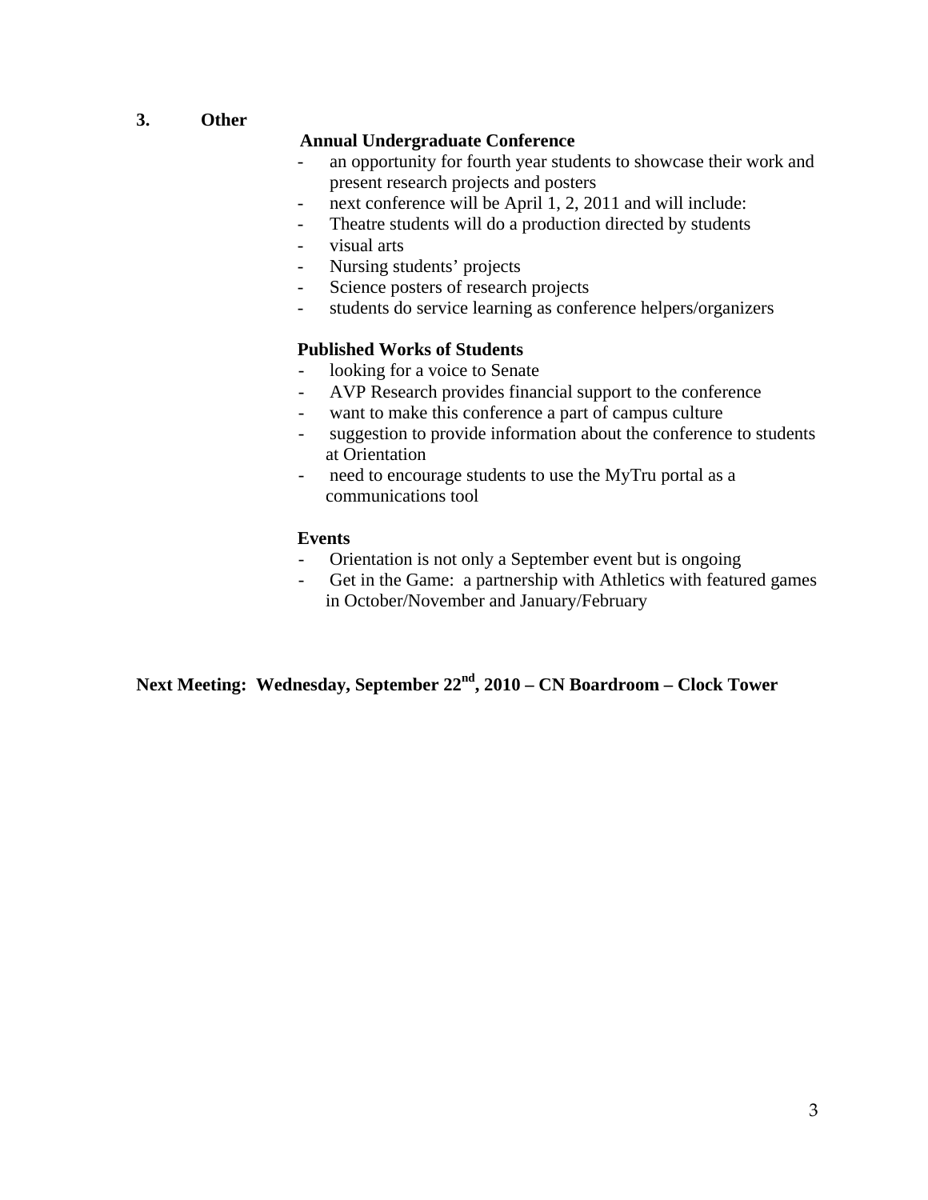## 3. Other

**Annual Undergraduate Conference**

- an opportunity for fourth year students to showcase their work and present research projects and posters
- next conference will be April 1, 2, 2011 and will include:
- Theatre students will do a production directed by students
- visual arts
- Nursing students' projects
- Science posters of research projects
- students do service learning as conference helpers/organizers

**Published Works of Students**

- looking for a voice to Senate
- AVP Research provides financial support to the conference
- want to make this conference a part of campus culture
- suggestion to provide information about the conference to students at Orientation
- need to encourage students to use the MyTru portal as a communications tool

**Events**

- Orientation is not only a September event but is ongoing
- Get in the Game: a partnership with Athletics with featured games in October/November and January/February

**Next Meeting: Wednesday, September 22nd, 2010 – CN Boardroom – Clock Tower**